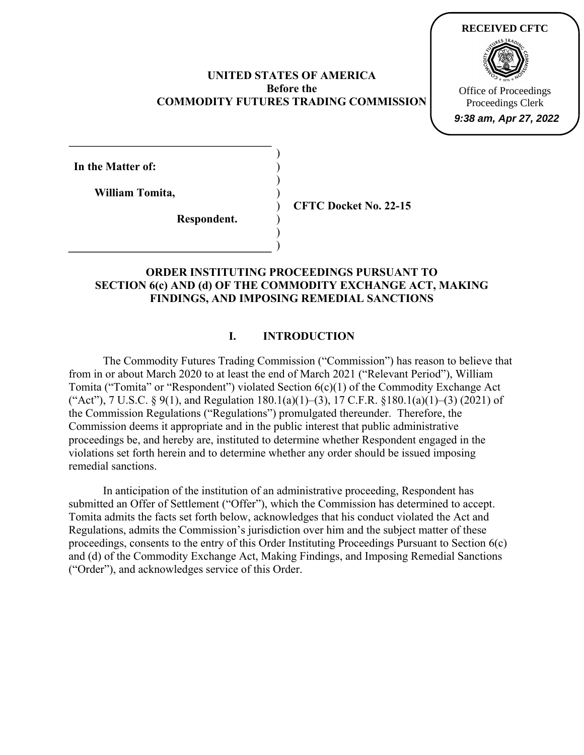RECEIVED CFTC

Office of Proceedings
Proceedings Clerk
*9:38 am, Apr 27, 2022*

**UNITED STATES OF AMERICA**
**Before the**
**COMMODITY FUTURES TRADING COMMISSION**

| | |
|---|---|
| **In the Matter of:** | |
| **William Tomita,** | **CFTC Docket No. 22-15** |
| **Respondent.** | |

## ORDER INSTITUTING PROCEEDINGS PURSUANT TO SECTION 6(c) AND (d) OF THE COMMODITY EXCHANGE ACT, MAKING FINDINGS, AND IMPOSING REMEDIAL SANCTIONS

### I. INTRODUCTION

The Commodity Futures Trading Commission ("Commission") has reason to believe that from in or about March 2020 to at least the end of March 2021 ("Relevant Period"), William Tomita ("Tomita" or "Respondent") violated Section 6(c)(1) of the Commodity Exchange Act ("Act"), 7 U.S.C. § 9(1), and Regulation 180.1(a)(1)–(3), 17 C.F.R. §180.1(a)(1)–(3) (2021) of the Commission Regulations ("Regulations") promulgated thereunder. Therefore, the Commission deems it appropriate and in the public interest that public administrative proceedings be, and hereby are, instituted to determine whether Respondent engaged in the violations set forth herein and to determine whether any order should be issued imposing remedial sanctions.

In anticipation of the institution of an administrative proceeding, Respondent has submitted an Offer of Settlement ("Offer"), which the Commission has determined to accept. Tomita admits the facts set forth below, acknowledges that his conduct violated the Act and Regulations, admits the Commission's jurisdiction over him and the subject matter of these proceedings, consents to the entry of this Order Instituting Proceedings Pursuant to Section 6(c) and (d) of the Commodity Exchange Act, Making Findings, and Imposing Remedial Sanctions ("Order"), and acknowledges service of this Order.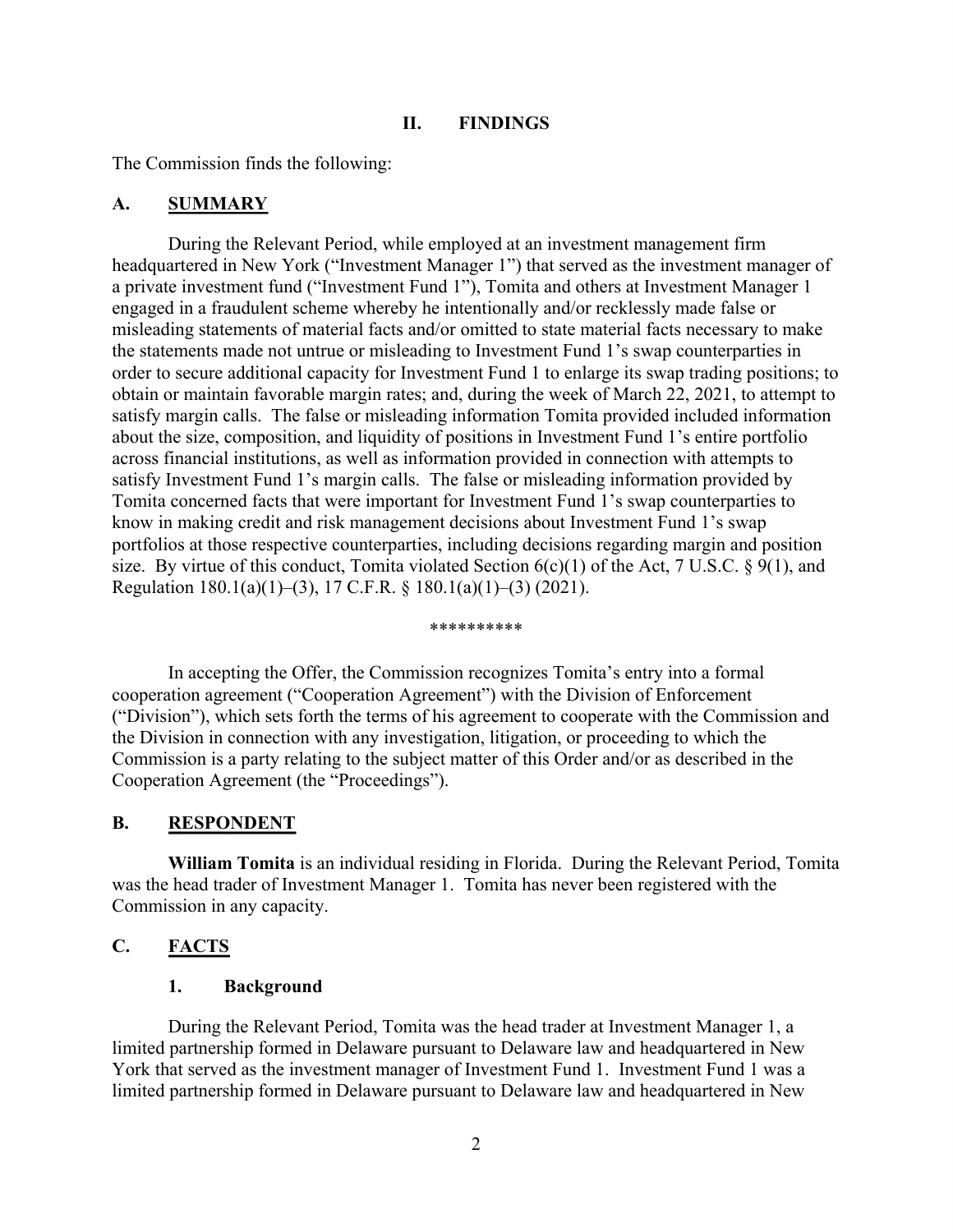## II. FINDINGS

The Commission finds the following:

### A. SUMMARY

During the Relevant Period, while employed at an investment management firm headquartered in New York ("Investment Manager 1") that served as the investment manager of a private investment fund ("Investment Fund 1"), Tomita and others at Investment Manager 1 engaged in a fraudulent scheme whereby he intentionally and/or recklessly made false or misleading statements of material facts and/or omitted to state material facts necessary to make the statements made not untrue or misleading to Investment Fund 1's swap counterparties in order to secure additional capacity for Investment Fund 1 to enlarge its swap trading positions; to obtain or maintain favorable margin rates; and, during the week of March 22, 2021, to attempt to satisfy margin calls. The false or misleading information Tomita provided included information about the size, composition, and liquidity of positions in Investment Fund 1's entire portfolio across financial institutions, as well as information provided in connection with attempts to satisfy Investment Fund 1's margin calls. The false or misleading information provided by Tomita concerned facts that were important for Investment Fund 1's swap counterparties to know in making credit and risk management decisions about Investment Fund 1's swap portfolios at those respective counterparties, including decisions regarding margin and position size. By virtue of this conduct, Tomita violated Section 6(c)(1) of the Act, 7 U.S.C. § 9(1), and Regulation 180.1(a)(1)–(3), 17 C.F.R. § 180.1(a)(1)–(3) (2021).

**********

In accepting the Offer, the Commission recognizes Tomita's entry into a formal cooperation agreement ("Cooperation Agreement") with the Division of Enforcement ("Division"), which sets forth the terms of his agreement to cooperate with the Commission and the Division in connection with any investigation, litigation, or proceeding to which the Commission is a party relating to the subject matter of this Order and/or as described in the Cooperation Agreement (the "Proceedings").

### B. RESPONDENT

**William Tomita** is an individual residing in Florida. During the Relevant Period, Tomita was the head trader of Investment Manager 1. Tomita has never been registered with the Commission in any capacity.

### C. FACTS

#### 1. Background

During the Relevant Period, Tomita was the head trader at Investment Manager 1, a limited partnership formed in Delaware pursuant to Delaware law and headquartered in New York that served as the investment manager of Investment Fund 1. Investment Fund 1 was a limited partnership formed in Delaware pursuant to Delaware law and headquartered in New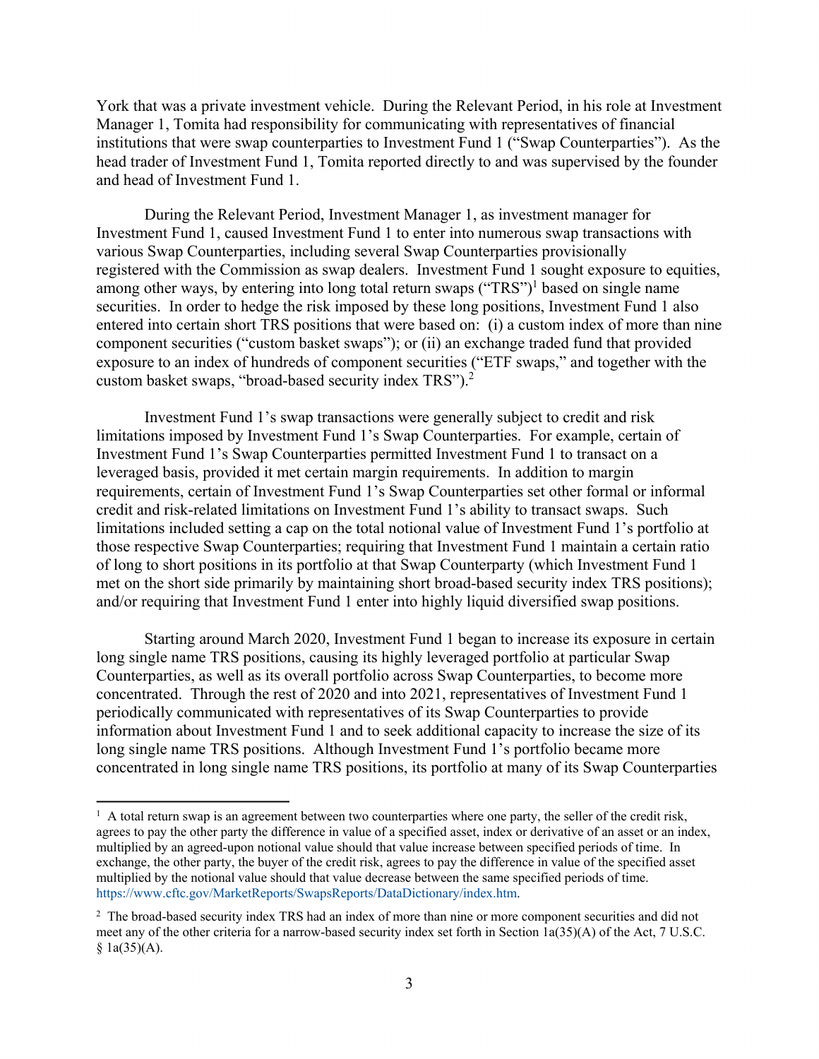York that was a private investment vehicle. During the Relevant Period, in his role at Investment Manager 1, Tomita had responsibility for communicating with representatives of financial institutions that were swap counterparties to Investment Fund 1 ("Swap Counterparties"). As the head trader of Investment Fund 1, Tomita reported directly to and was supervised by the founder and head of Investment Fund 1.

During the Relevant Period, Investment Manager 1, as investment manager for Investment Fund 1, caused Investment Fund 1 to enter into numerous swap transactions with various Swap Counterparties, including several Swap Counterparties provisionally registered with the Commission as swap dealers. Investment Fund 1 sought exposure to equities, among other ways, by entering into long total return swaps ("TRS")[1] based on single name securities. In order to hedge the risk imposed by these long positions, Investment Fund 1 also entered into certain short TRS positions that were based on: (i) a custom index of more than nine component securities ("custom basket swaps"); or (ii) an exchange traded fund that provided exposure to an index of hundreds of component securities ("ETF swaps," and together with the custom basket swaps, "broad-based security index TRS").[2]

Investment Fund 1's swap transactions were generally subject to credit and risk limitations imposed by Investment Fund 1's Swap Counterparties. For example, certain of Investment Fund 1's Swap Counterparties permitted Investment Fund 1 to transact on a leveraged basis, provided it met certain margin requirements. In addition to margin requirements, certain of Investment Fund 1's Swap Counterparties set other formal or informal credit and risk-related limitations on Investment Fund 1's ability to transact swaps. Such limitations included setting a cap on the total notional value of Investment Fund 1's portfolio at those respective Swap Counterparties; requiring that Investment Fund 1 maintain a certain ratio of long to short positions in its portfolio at that Swap Counterparty (which Investment Fund 1 met on the short side primarily by maintaining short broad-based security index TRS positions); and/or requiring that Investment Fund 1 enter into highly liquid diversified swap positions.

Starting around March 2020, Investment Fund 1 began to increase its exposure in certain long single name TRS positions, causing its highly leveraged portfolio at particular Swap Counterparties, as well as its overall portfolio across Swap Counterparties, to become more concentrated. Through the rest of 2020 and into 2021, representatives of Investment Fund 1 periodically communicated with representatives of its Swap Counterparties to provide information about Investment Fund 1 and to seek additional capacity to increase the size of its long single name TRS positions. Although Investment Fund 1's portfolio became more concentrated in long single name TRS positions, its portfolio at many of its Swap Counterparties

---

[1] A total return swap is an agreement between two counterparties where one party, the seller of the credit risk, agrees to pay the other party the difference in value of a specified asset, index or derivative of an asset or an index, multiplied by an agreed-upon notional value should that value increase between specified periods of time. In exchange, the other party, the buyer of the credit risk, agrees to pay the difference in value of the specified asset multiplied by the notional value should that value decrease between the same specified periods of time. https://www.cftc.gov/MarketReports/SwapsReports/DataDictionary/index.htm.

[2] The broad-based security index TRS had an index of more than nine or more component securities and did not meet any of the other criteria for a narrow-based security index set forth in Section 1a(35)(A) of the Act, 7 U.S.C. § 1a(35)(A).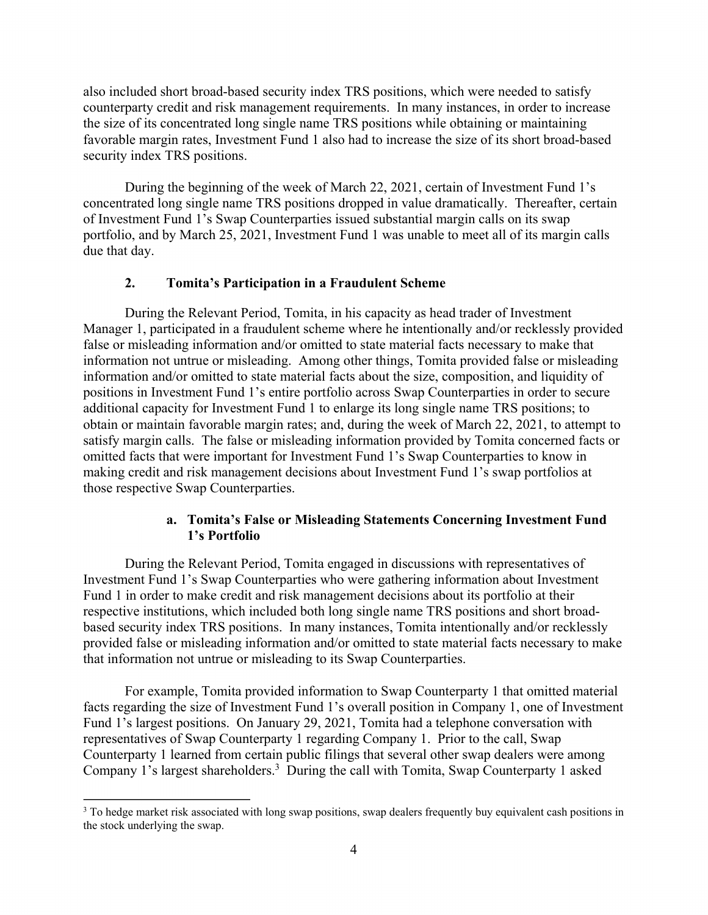also included short broad-based security index TRS positions, which were needed to satisfy counterparty credit and risk management requirements. In many instances, in order to increase the size of its concentrated long single name TRS positions while obtaining or maintaining favorable margin rates, Investment Fund 1 also had to increase the size of its short broad-based security index TRS positions.

During the beginning of the week of March 22, 2021, certain of Investment Fund 1's concentrated long single name TRS positions dropped in value dramatically. Thereafter, certain of Investment Fund 1's Swap Counterparties issued substantial margin calls on its swap portfolio, and by March 25, 2021, Investment Fund 1 was unable to meet all of its margin calls due that day.

### 2. Tomita's Participation in a Fraudulent Scheme

During the Relevant Period, Tomita, in his capacity as head trader of Investment Manager 1, participated in a fraudulent scheme where he intentionally and/or recklessly provided false or misleading information and/or omitted to state material facts necessary to make that information not untrue or misleading. Among other things, Tomita provided false or misleading information and/or omitted to state material facts about the size, composition, and liquidity of positions in Investment Fund 1's entire portfolio across Swap Counterparties in order to secure additional capacity for Investment Fund 1 to enlarge its long single name TRS positions; to obtain or maintain favorable margin rates; and, during the week of March 22, 2021, to attempt to satisfy margin calls. The false or misleading information provided by Tomita concerned facts or omitted facts that were important for Investment Fund 1's Swap Counterparties to know in making credit and risk management decisions about Investment Fund 1's swap portfolios at those respective Swap Counterparties.

#### a. Tomita's False or Misleading Statements Concerning Investment Fund 1's Portfolio

During the Relevant Period, Tomita engaged in discussions with representatives of Investment Fund 1's Swap Counterparties who were gathering information about Investment Fund 1 in order to make credit and risk management decisions about its portfolio at their respective institutions, which included both long single name TRS positions and short broad-based security index TRS positions. In many instances, Tomita intentionally and/or recklessly provided false or misleading information and/or omitted to state material facts necessary to make that information not untrue or misleading to its Swap Counterparties.

For example, Tomita provided information to Swap Counterparty 1 that omitted material facts regarding the size of Investment Fund 1's overall position in Company 1, one of Investment Fund 1's largest positions. On January 29, 2021, Tomita had a telephone conversation with representatives of Swap Counterparty 1 regarding Company 1. Prior to the call, Swap Counterparty 1 learned from certain public filings that several other swap dealers were among Company 1's largest shareholders.[3] During the call with Tomita, Swap Counterparty 1 asked

[3] To hedge market risk associated with long swap positions, swap dealers frequently buy equivalent cash positions in the stock underlying the swap.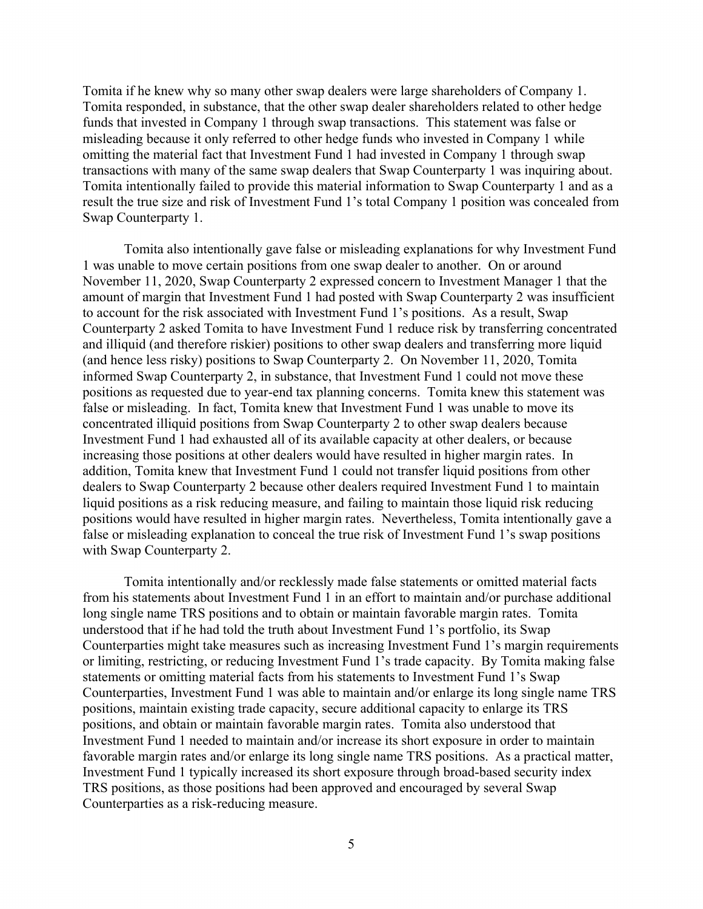Tomita if he knew why so many other swap dealers were large shareholders of Company 1. Tomita responded, in substance, that the other swap dealer shareholders related to other hedge funds that invested in Company 1 through swap transactions. This statement was false or misleading because it only referred to other hedge funds who invested in Company 1 while omitting the material fact that Investment Fund 1 had invested in Company 1 through swap transactions with many of the same swap dealers that Swap Counterparty 1 was inquiring about. Tomita intentionally failed to provide this material information to Swap Counterparty 1 and as a result the true size and risk of Investment Fund 1's total Company 1 position was concealed from Swap Counterparty 1.

Tomita also intentionally gave false or misleading explanations for why Investment Fund 1 was unable to move certain positions from one swap dealer to another. On or around November 11, 2020, Swap Counterparty 2 expressed concern to Investment Manager 1 that the amount of margin that Investment Fund 1 had posted with Swap Counterparty 2 was insufficient to account for the risk associated with Investment Fund 1's positions. As a result, Swap Counterparty 2 asked Tomita to have Investment Fund 1 reduce risk by transferring concentrated and illiquid (and therefore riskier) positions to other swap dealers and transferring more liquid (and hence less risky) positions to Swap Counterparty 2. On November 11, 2020, Tomita informed Swap Counterparty 2, in substance, that Investment Fund 1 could not move these positions as requested due to year-end tax planning concerns. Tomita knew this statement was false or misleading. In fact, Tomita knew that Investment Fund 1 was unable to move its concentrated illiquid positions from Swap Counterparty 2 to other swap dealers because Investment Fund 1 had exhausted all of its available capacity at other dealers, or because increasing those positions at other dealers would have resulted in higher margin rates. In addition, Tomita knew that Investment Fund 1 could not transfer liquid positions from other dealers to Swap Counterparty 2 because other dealers required Investment Fund 1 to maintain liquid positions as a risk reducing measure, and failing to maintain those liquid risk reducing positions would have resulted in higher margin rates. Nevertheless, Tomita intentionally gave a false or misleading explanation to conceal the true risk of Investment Fund 1's swap positions with Swap Counterparty 2.

Tomita intentionally and/or recklessly made false statements or omitted material facts from his statements about Investment Fund 1 in an effort to maintain and/or purchase additional long single name TRS positions and to obtain or maintain favorable margin rates. Tomita understood that if he had told the truth about Investment Fund 1's portfolio, its Swap Counterparties might take measures such as increasing Investment Fund 1's margin requirements or limiting, restricting, or reducing Investment Fund 1's trade capacity. By Tomita making false statements or omitting material facts from his statements to Investment Fund 1's Swap Counterparties, Investment Fund 1 was able to maintain and/or enlarge its long single name TRS positions, maintain existing trade capacity, secure additional capacity to enlarge its TRS positions, and obtain or maintain favorable margin rates. Tomita also understood that Investment Fund 1 needed to maintain and/or increase its short exposure in order to maintain favorable margin rates and/or enlarge its long single name TRS positions. As a practical matter, Investment Fund 1 typically increased its short exposure through broad-based security index TRS positions, as those positions had been approved and encouraged by several Swap Counterparties as a risk-reducing measure.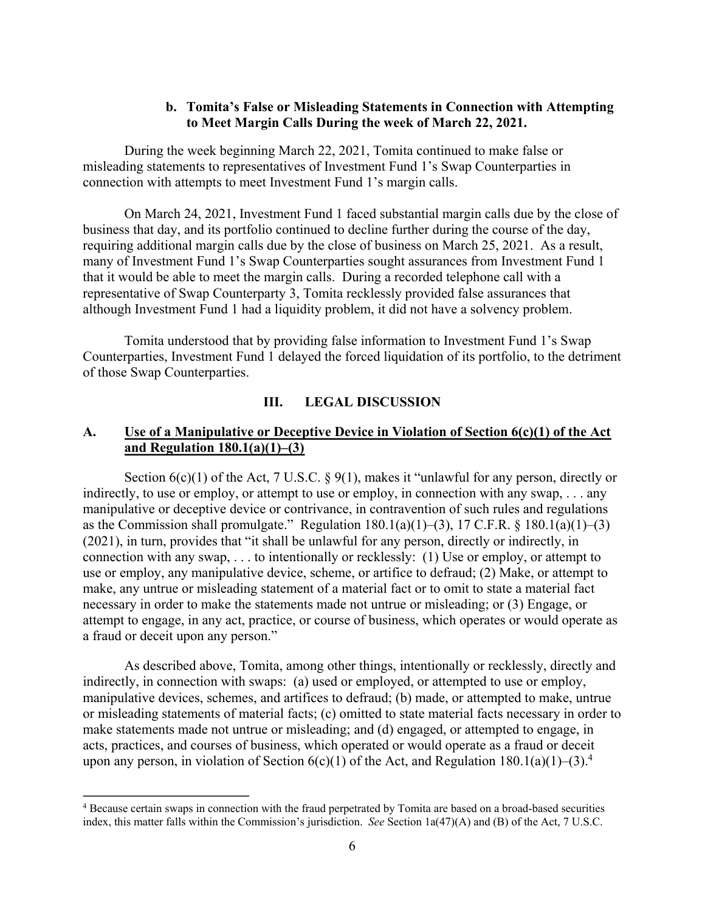### b. Tomita's False or Misleading Statements in Connection with Attempting to Meet Margin Calls During the week of March 22, 2021.

During the week beginning March 22, 2021, Tomita continued to make false or misleading statements to representatives of Investment Fund 1's Swap Counterparties in connection with attempts to meet Investment Fund 1's margin calls.

On March 24, 2021, Investment Fund 1 faced substantial margin calls due by the close of business that day, and its portfolio continued to decline further during the course of the day, requiring additional margin calls due by the close of business on March 25, 2021. As a result, many of Investment Fund 1's Swap Counterparties sought assurances from Investment Fund 1 that it would be able to meet the margin calls. During a recorded telephone call with a representative of Swap Counterparty 3, Tomita recklessly provided false assurances that although Investment Fund 1 had a liquidity problem, it did not have a solvency problem.

Tomita understood that by providing false information to Investment Fund 1's Swap Counterparties, Investment Fund 1 delayed the forced liquidation of its portfolio, to the detriment of those Swap Counterparties.

## III. LEGAL DISCUSSION

### A. Use of a Manipulative or Deceptive Device in Violation of Section 6(c)(1) of the Act and Regulation 180.1(a)(1)–(3)

Section 6(c)(1) of the Act, 7 U.S.C. § 9(1), makes it "unlawful for any person, directly or indirectly, to use or employ, or attempt to use or employ, in connection with any swap, . . . any manipulative or deceptive device or contrivance, in contravention of such rules and regulations as the Commission shall promulgate." Regulation 180.1(a)(1)–(3), 17 C.F.R. § 180.1(a)(1)–(3) (2021), in turn, provides that "it shall be unlawful for any person, directly or indirectly, in connection with any swap, . . . to intentionally or recklessly: (1) Use or employ, or attempt to use or employ, any manipulative device, scheme, or artifice to defraud; (2) Make, or attempt to make, any untrue or misleading statement of a material fact or to omit to state a material fact necessary in order to make the statements made not untrue or misleading; or (3) Engage, or attempt to engage, in any act, practice, or course of business, which operates or would operate as a fraud or deceit upon any person."

As described above, Tomita, among other things, intentionally or recklessly, directly and indirectly, in connection with swaps: (a) used or employed, or attempted to use or employ, manipulative devices, schemes, and artifices to defraud; (b) made, or attempted to make, untrue or misleading statements of material facts; (c) omitted to state material facts necessary in order to make statements made not untrue or misleading; and (d) engaged, or attempted to engage, in acts, practices, and courses of business, which operated or would operate as a fraud or deceit upon any person, in violation of Section 6(c)(1) of the Act, and Regulation 180.1(a)(1)–(3).[4]

[4] Because certain swaps in connection with the fraud perpetrated by Tomita are based on a broad-based securities index, this matter falls within the Commission's jurisdiction. *See* Section 1a(47)(A) and (B) of the Act, 7 U.S.C.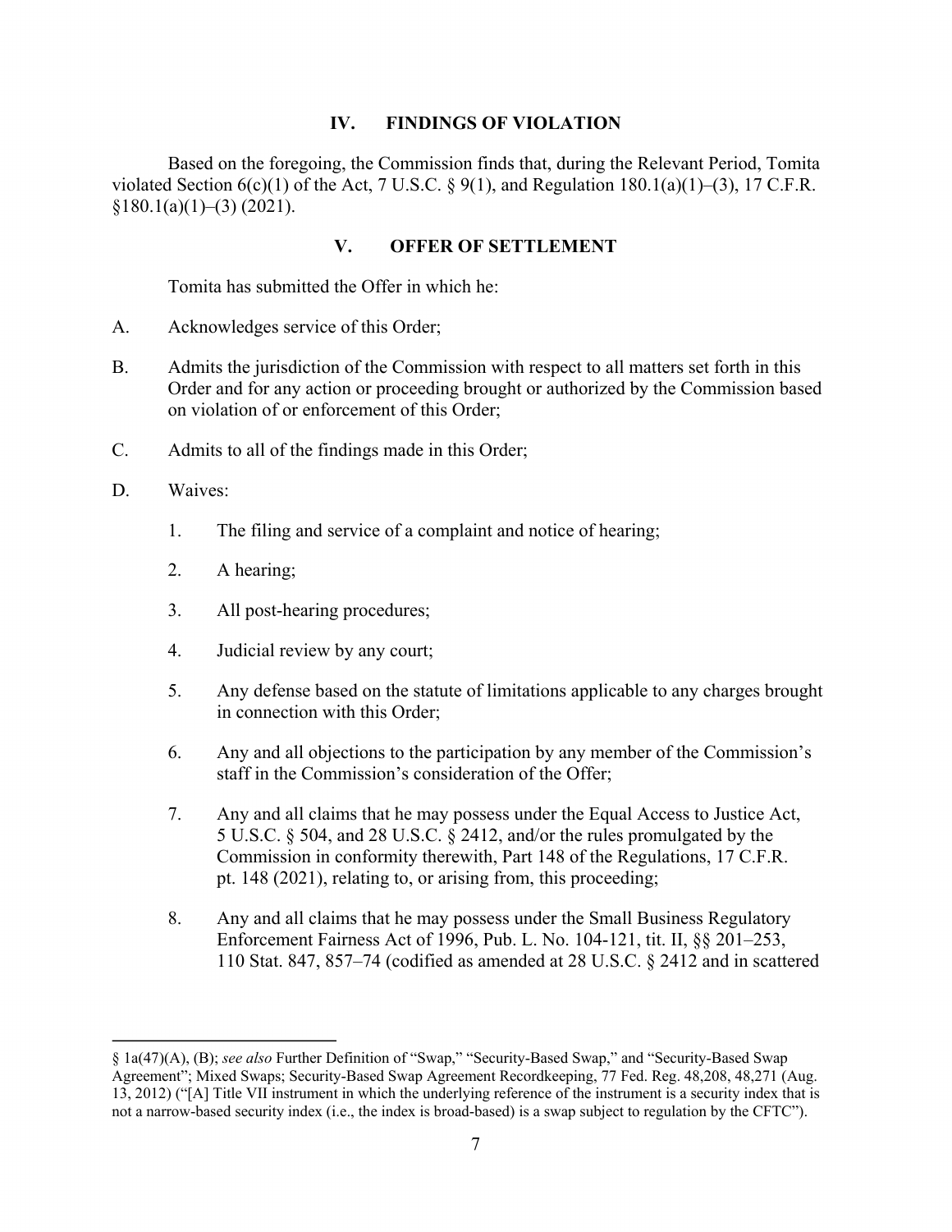## IV. FINDINGS OF VIOLATION

Based on the foregoing, the Commission finds that, during the Relevant Period, Tomita violated Section 6(c)(1) of the Act, 7 U.S.C. § 9(1), and Regulation 180.1(a)(1)–(3), 17 C.F.R. §180.1(a)(1)–(3) (2021).

## V. OFFER OF SETTLEMENT

Tomita has submitted the Offer in which he:

A. Acknowledges service of this Order;

B. Admits the jurisdiction of the Commission with respect to all matters set forth in this Order and for any action or proceeding brought or authorized by the Commission based on violation of or enforcement of this Order;

C. Admits to all of the findings made in this Order;

D. Waives:

1. The filing and service of a complaint and notice of hearing;

2. A hearing;

3. All post-hearing procedures;

4. Judicial review by any court;

5. Any defense based on the statute of limitations applicable to any charges brought in connection with this Order;

6. Any and all objections to the participation by any member of the Commission's staff in the Commission's consideration of the Offer;

7. Any and all claims that he may possess under the Equal Access to Justice Act, 5 U.S.C. § 504, and 28 U.S.C. § 2412, and/or the rules promulgated by the Commission in conformity therewith, Part 148 of the Regulations, 17 C.F.R. pt. 148 (2021), relating to, or arising from, this proceeding;

8. Any and all claims that he may possess under the Small Business Regulatory Enforcement Fairness Act of 1996, Pub. L. No. 104-121, tit. II, §§ 201–253, 110 Stat. 847, 857–74 (codified as amended at 28 U.S.C. § 2412 and in scattered

---

§ 1a(47)(A), (B); *see also* Further Definition of "Swap," "Security-Based Swap," and "Security-Based Swap Agreement"; Mixed Swaps; Security-Based Swap Agreement Recordkeeping, 77 Fed. Reg. 48,208, 48,271 (Aug. 13, 2012) ("[A] Title VII instrument in which the underlying reference of the instrument is a security index that is not a narrow-based security index (i.e., the index is broad-based) is a swap subject to regulation by the CFTC").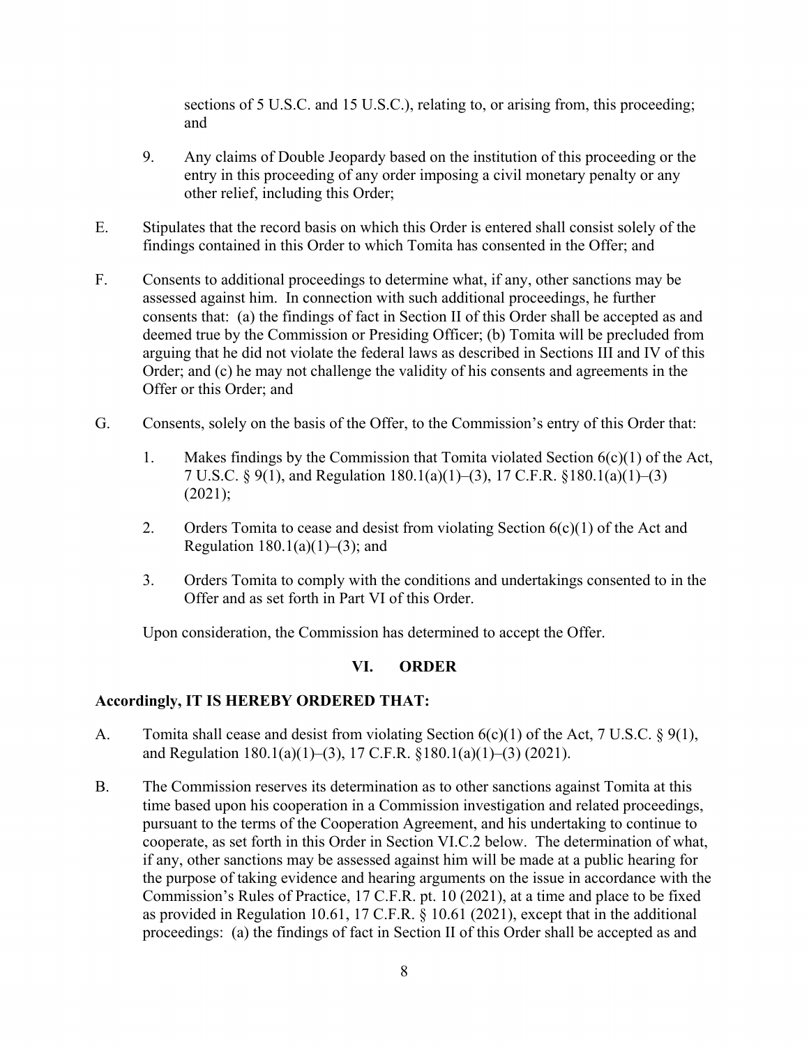sections of 5 U.S.C. and 15 U.S.C.), relating to, or arising from, this proceeding; and

9. Any claims of Double Jeopardy based on the institution of this proceeding or the entry in this proceeding of any order imposing a civil monetary penalty or any other relief, including this Order;

E. Stipulates that the record basis on which this Order is entered shall consist solely of the findings contained in this Order to which Tomita has consented in the Offer; and

F. Consents to additional proceedings to determine what, if any, other sanctions may be assessed against him. In connection with such additional proceedings, he further consents that: (a) the findings of fact in Section II of this Order shall be accepted as and deemed true by the Commission or Presiding Officer; (b) Tomita will be precluded from arguing that he did not violate the federal laws as described in Sections III and IV of this Order; and (c) he may not challenge the validity of his consents and agreements in the Offer or this Order; and

G. Consents, solely on the basis of the Offer, to the Commission's entry of this Order that:

1. Makes findings by the Commission that Tomita violated Section 6(c)(1) of the Act, 7 U.S.C. § 9(1), and Regulation 180.1(a)(1)–(3), 17 C.F.R. §180.1(a)(1)–(3) (2021);

2. Orders Tomita to cease and desist from violating Section 6(c)(1) of the Act and Regulation 180.1(a)(1)–(3); and

3. Orders Tomita to comply with the conditions and undertakings consented to in the Offer and as set forth in Part VI of this Order.

Upon consideration, the Commission has determined to accept the Offer.

## VI. ORDER

**Accordingly, IT IS HEREBY ORDERED THAT:**

A. Tomita shall cease and desist from violating Section 6(c)(1) of the Act, 7 U.S.C. § 9(1), and Regulation 180.1(a)(1)–(3), 17 C.F.R. §180.1(a)(1)–(3) (2021).

B. The Commission reserves its determination as to other sanctions against Tomita at this time based upon his cooperation in a Commission investigation and related proceedings, pursuant to the terms of the Cooperation Agreement, and his undertaking to continue to cooperate, as set forth in this Order in Section VI.C.2 below. The determination of what, if any, other sanctions may be assessed against him will be made at a public hearing for the purpose of taking evidence and hearing arguments on the issue in accordance with the Commission's Rules of Practice, 17 C.F.R. pt. 10 (2021), at a time and place to be fixed as provided in Regulation 10.61, 17 C.F.R. § 10.61 (2021), except that in the additional proceedings: (a) the findings of fact in Section II of this Order shall be accepted as and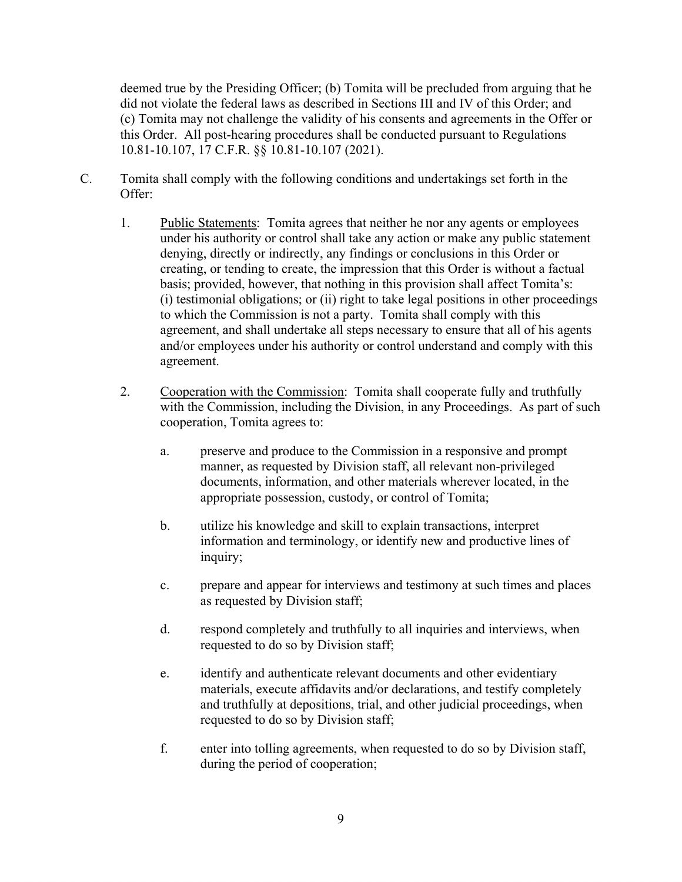deemed true by the Presiding Officer; (b) Tomita will be precluded from arguing that he did not violate the federal laws as described in Sections III and IV of this Order; and (c) Tomita may not challenge the validity of his consents and agreements in the Offer or this Order. All post-hearing procedures shall be conducted pursuant to Regulations 10.81-10.107, 17 C.F.R. §§ 10.81-10.107 (2021).

C. Tomita shall comply with the following conditions and undertakings set forth in the Offer:

1. Public Statements: Tomita agrees that neither he nor any agents or employees under his authority or control shall take any action or make any public statement denying, directly or indirectly, any findings or conclusions in this Order or creating, or tending to create, the impression that this Order is without a factual basis; provided, however, that nothing in this provision shall affect Tomita's: (i) testimonial obligations; or (ii) right to take legal positions in other proceedings to which the Commission is not a party. Tomita shall comply with this agreement, and shall undertake all steps necessary to ensure that all of his agents and/or employees under his authority or control understand and comply with this agreement.

2. Cooperation with the Commission: Tomita shall cooperate fully and truthfully with the Commission, including the Division, in any Proceedings. As part of such cooperation, Tomita agrees to:

   a. preserve and produce to the Commission in a responsive and prompt manner, as requested by Division staff, all relevant non-privileged documents, information, and other materials wherever located, in the appropriate possession, custody, or control of Tomita;

   b. utilize his knowledge and skill to explain transactions, interpret information and terminology, or identify new and productive lines of inquiry;

   c. prepare and appear for interviews and testimony at such times and places as requested by Division staff;

   d. respond completely and truthfully to all inquiries and interviews, when requested to do so by Division staff;

   e. identify and authenticate relevant documents and other evidentiary materials, execute affidavits and/or declarations, and testify completely and truthfully at depositions, trial, and other judicial proceedings, when requested to do so by Division staff;

   f. enter into tolling agreements, when requested to do so by Division staff, during the period of cooperation;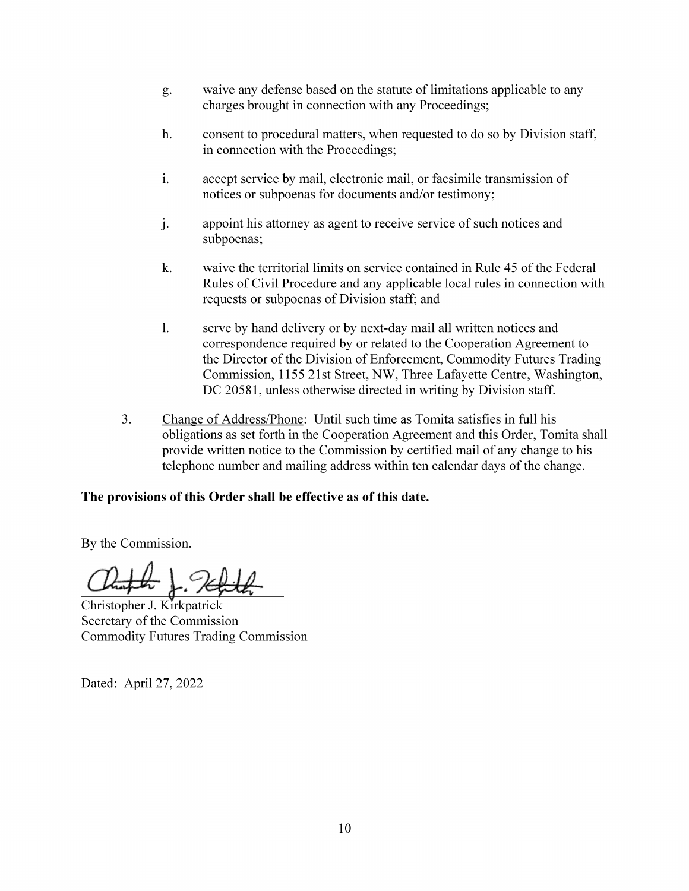g. waive any defense based on the statute of limitations applicable to any charges brought in connection with any Proceedings;

h. consent to procedural matters, when requested to do so by Division staff, in connection with the Proceedings;

i. accept service by mail, electronic mail, or facsimile transmission of notices or subpoenas for documents and/or testimony;

j. appoint his attorney as agent to receive service of such notices and subpoenas;

k. waive the territorial limits on service contained in Rule 45 of the Federal Rules of Civil Procedure and any applicable local rules in connection with requests or subpoenas of Division staff; and

l. serve by hand delivery or by next-day mail all written notices and correspondence required by or related to the Cooperation Agreement to the Director of the Division of Enforcement, Commodity Futures Trading Commission, 1155 21st Street, NW, Three Lafayette Centre, Washington, DC 20581, unless otherwise directed in writing by Division staff.

3. Change of Address/Phone: Until such time as Tomita satisfies in full his obligations as set forth in the Cooperation Agreement and this Order, Tomita shall provide written notice to the Commission by certified mail of any change to his telephone number and mailing address within ten calendar days of the change.

**The provisions of this Order shall be effective as of this date.**

By the Commission.

Christopher J. Kirkpatrick
Secretary of the Commission
Commodity Futures Trading Commission

Dated: April 27, 2022